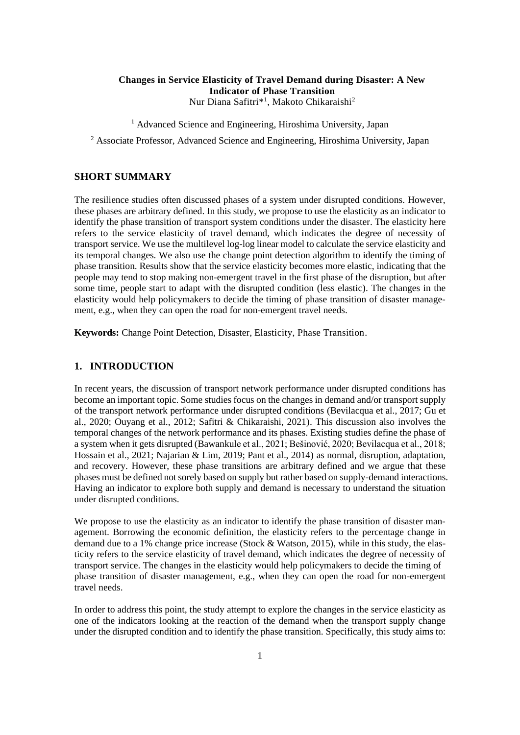# Changes in Service Elasticity of Travel Demand during Disaster: A New Indicator of Phase Transition

Nur Diana Safitri*[1], Makoto Chikaraishi[2]

[1] Advanced Science and Engineering, Hiroshima University, Japan

[2] Associate Professor, Advanced Science and Engineering, Hiroshima University, Japan

## SHORT SUMMARY

The resilience studies often discussed phases of a system under disrupted conditions. However, these phases are arbitrary defined. In this study, we propose to use the elasticity as an indicator to identify the phase transition of transport system conditions under the disaster. The elasticity here refers to the service elasticity of travel demand, which indicates the degree of necessity of transport service. We use the multilevel log-log linear model to calculate the service elasticity and its temporal changes. We also use the change point detection algorithm to identify the timing of phase transition. Results show that the service elasticity becomes more elastic, indicating that the people may tend to stop making non-emergent travel in the first phase of the disruption, but after some time, people start to adapt with the disrupted condition (less elastic). The changes in the elasticity would help policymakers to decide the timing of phase transition of disaster management, e.g., when they can open the road for non-emergent travel needs.

**Keywords:** Change Point Detection, Disaster, Elasticity, Phase Transition.

## 1. INTRODUCTION

In recent years, the discussion of transport network performance under disrupted conditions has become an important topic. Some studies focus on the changes in demand and/or transport supply of the transport network performance under disrupted conditions (Bevilacqua et al., 2017; Gu et al., 2020; Ouyang et al., 2012; Safitri & Chikaraishi, 2021). This discussion also involves the temporal changes of the network performance and its phases. Existing studies define the phase of a system when it gets disrupted (Bawankule et al., 2021; Bešinović, 2020; Bevilacqua et al., 2018; Hossain et al., 2021; Najarian & Lim, 2019; Pant et al., 2014) as normal, disruption, adaptation, and recovery. However, these phase transitions are arbitrary defined and we argue that these phases must be defined not sorely based on supply but rather based on supply-demand interactions. Having an indicator to explore both supply and demand is necessary to understand the situation under disrupted conditions.

We propose to use the elasticity as an indicator to identify the phase transition of disaster management. Borrowing the economic definition, the elasticity refers to the percentage change in demand due to a 1% change price increase (Stock & Watson, 2015), while in this study, the elasticity refers to the service elasticity of travel demand, which indicates the degree of necessity of transport service. The changes in the elasticity would help policymakers to decide the timing of phase transition of disaster management, e.g., when they can open the road for non-emergent travel needs.

In order to address this point, the study attempt to explore the changes in the service elasticity as one of the indicators looking at the reaction of the demand when the transport supply change under the disrupted condition and to identify the phase transition. Specifically, this study aims to: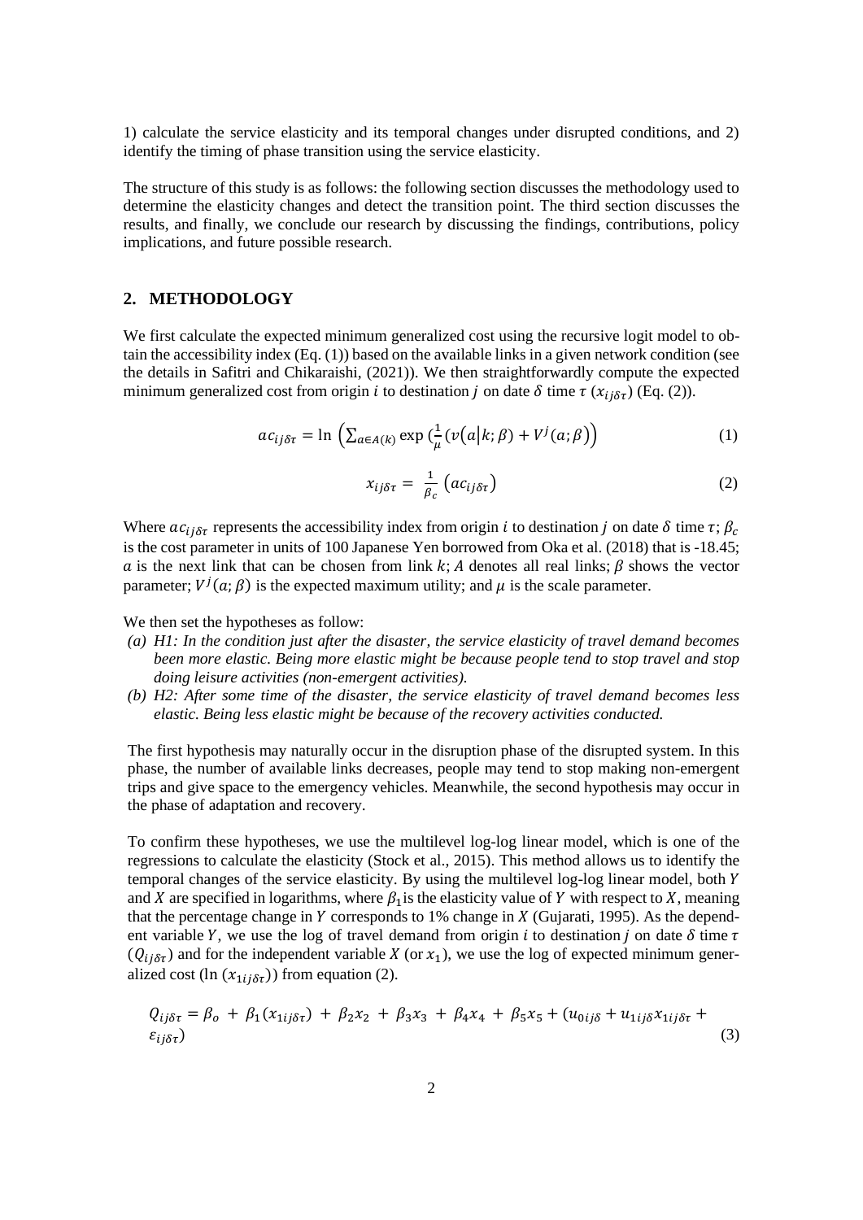1) calculate the service elasticity and its temporal changes under disrupted conditions, and 2) identify the timing of phase transition using the service elasticity.

The structure of this study is as follows: the following section discusses the methodology used to determine the elasticity changes and detect the transition point. The third section discusses the results, and finally, we conclude our research by discussing the findings, contributions, policy implications, and future possible research.

## 2. METHODOLOGY

We first calculate the expected minimum generalized cost using the recursive logit model to obtain the accessibility index (Eq. (1)) based on the available links in a given network condition (see the details in Safitri and Chikaraishi, (2021)). We then straightforwardly compute the expected minimum generalized cost from origin $i$ to destination $j$ on date $\delta$ time $\tau$ ($x_{ij\delta\tau}$) (Eq. (2)).

$$ac_{ij\delta\tau} = \ln \left( \sum_{a \in A(k)} \exp \left( \frac{1}{\mu} \left( v\left(a \middle| k; \beta\right) + V^{j}(a; \beta) \right) \right) \right) \quad (1)$$

$$x_{ij\delta\tau} = \frac{1}{\beta_c} \left( ac_{ij\delta\tau} \right) \quad (2)$$

Where $ac_{ij\delta\tau}$ represents the accessibility index from origin $i$ to destination $j$ on date $\delta$ time $\tau$; $\beta_c$ is the cost parameter in units of 100 Japanese Yen borrowed from Oka et al. (2018) that is -18.45; $a$ is the next link that can be chosen from link $k$; $A$ denotes all real links; $\beta$ shows the vector parameter; $V^{j}(a;\beta)$ is the expected maximum utility; and $\mu$ is the scale parameter.

We then set the hypotheses as follow:

(a) *H1: In the condition just after the disaster, the service elasticity of travel demand becomes been more elastic. Being more elastic might be because people tend to stop travel and stop doing leisure activities (non-emergent activities).*

(b) *H2: After some time of the disaster, the service elasticity of travel demand becomes less elastic. Being less elastic might be because of the recovery activities conducted.*

The first hypothesis may naturally occur in the disruption phase of the disrupted system. In this phase, the number of available links decreases, people may tend to stop making non-emergent trips and give space to the emergency vehicles. Meanwhile, the second hypothesis may occur in the phase of adaptation and recovery.

To confirm these hypotheses, we use the multilevel log-log linear model, which is one of the regressions to calculate the elasticity (Stock et al., 2015). This method allows us to identify the temporal changes of the service elasticity. By using the multilevel log-log linear model, both $Y$ and $X$ are specified in logarithms, where $\beta_1$ is the elasticity value of $Y$ with respect to $X$, meaning that the percentage change in $Y$ corresponds to 1% change in $X$ (Gujarati, 1995). As the dependent variable $Y$, we use the log of travel demand from origin $i$ to destination $j$ on date $\delta$ time $\tau$ ($Q_{ij\delta\tau}$) and for the independent variable $X$ (or $x_1$), we use the log of expected minimum generalized cost ($\ln(x_{1ij\delta\tau})$) from equation (2).

$$Q_{ij\delta\tau} = \beta_o + \beta_1(x_{1ij\delta\tau}) + \beta_2 x_2 + \beta_3 x_3 + \beta_4 x_4 + \beta_5 x_5 + (u_{0ij\delta} + u_{1ij\delta} x_{1ij\delta\tau} + \varepsilon_{ij\delta\tau}) \quad (3)$$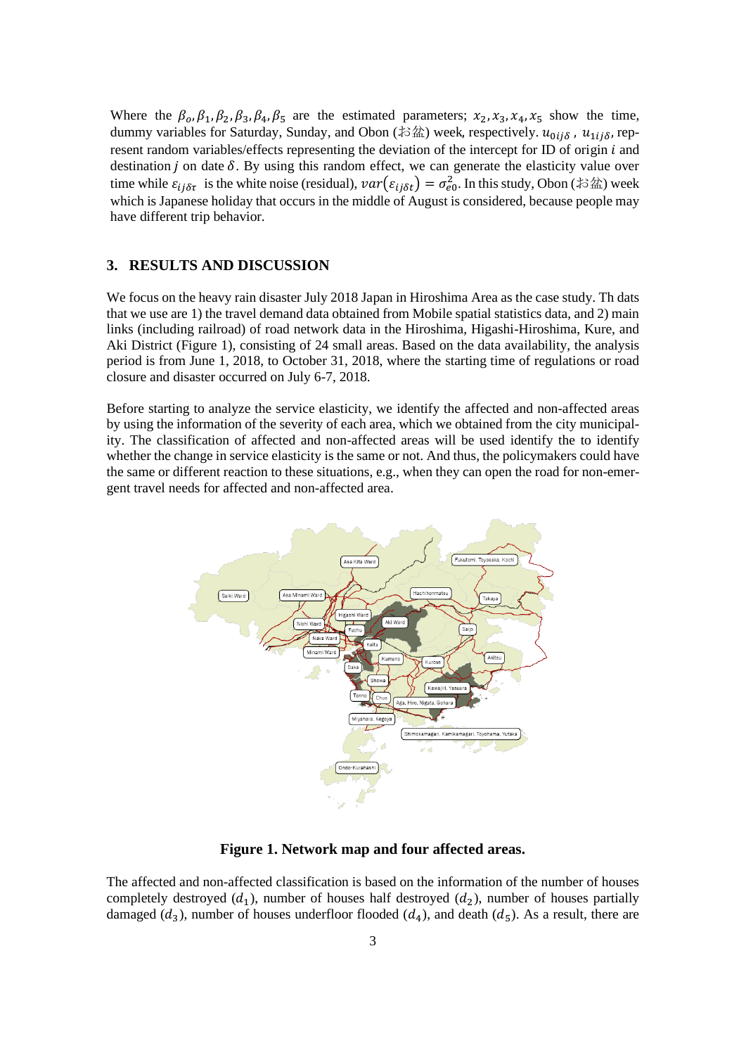Where the $\beta_o, \beta_1, \beta_2, \beta_3, \beta_4, \beta_5$ are the estimated parameters; $x_2, x_3, x_4, x_5$ show the time, dummy variables for Saturday, Sunday, and Obon (お盆) week, respectively. $u_{0ij\delta}$ , $u_{1ij\delta}$, represent random variables/effects representing the deviation of the intercept for ID of origin $i$ and destination $j$ on date $\delta$. By using this random effect, we can generate the elasticity value over time while $\varepsilon_{ij\delta\tau}$ is the white noise (residual), $var(\varepsilon_{ij\delta t}) = \sigma_{e0}^2$. In this study, Obon (お盆) week which is Japanese holiday that occurs in the middle of August is considered, because people may have different trip behavior.

## 3. RESULTS AND DISCUSSION

We focus on the heavy rain disaster July 2018 Japan in Hiroshima Area as the case study. Th dats that we use are 1) the travel demand data obtained from Mobile spatial statistics data, and 2) main links (including railroad) of road network data in the Hiroshima, Higashi-Hiroshima, Kure, and Aki District (Figure 1), consisting of 24 small areas. Based on the data availability, the analysis period is from June 1, 2018, to October 31, 2018, where the starting time of regulations or road closure and disaster occurred on July 6-7, 2018.

Before starting to analyze the service elasticity, we identify the affected and non-affected areas by using the information of the severity of each area, which we obtained from the city municipality. The classification of affected and non-affected areas will be used identify the to identify whether the change in service elasticity is the same or not. And thus, the policymakers could have the same or different reaction to these situations, e.g., when they can open the road for non-emergent travel needs for affected and non-affected area.

**Figure 1. Network map and four affected areas.**

The affected and non-affected classification is based on the information of the number of houses completely destroyed ($d_1$), number of houses half destroyed ($d_2$), number of houses partially damaged ($d_3$), number of houses underfloor flooded ($d_4$), and death ($d_5$). As a result, there are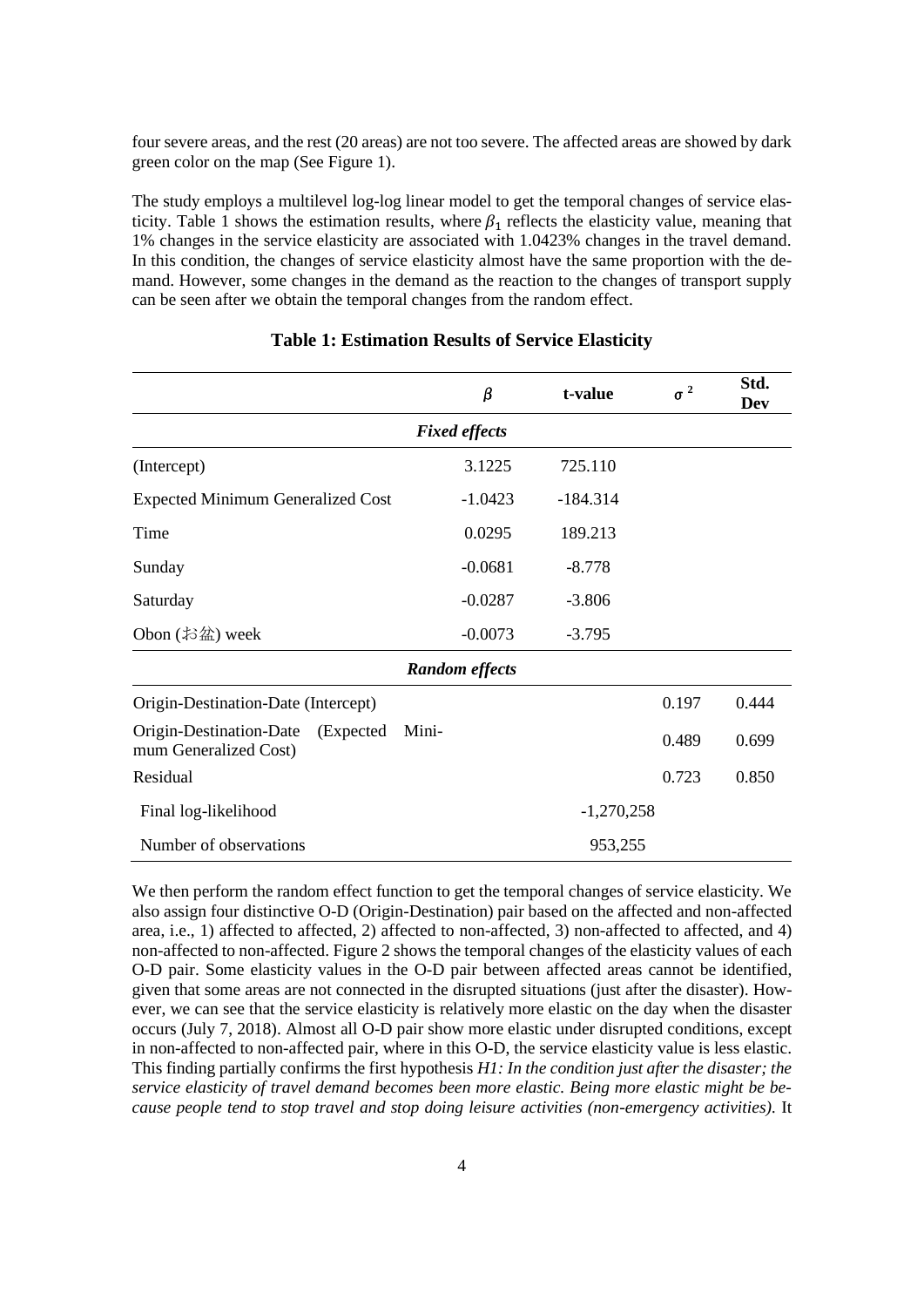four severe areas, and the rest (20 areas) are not too severe. The affected areas are showed by dark green color on the map (See Figure 1).

The study employs a multilevel log-log linear model to get the temporal changes of service elasticity. Table 1 shows the estimation results, where $\beta_1$ reflects the elasticity value, meaning that 1% changes in the service elasticity are associated with 1.0423% changes in the travel demand. In this condition, the changes of service elasticity almost have the same proportion with the demand. However, some changes in the demand as the reaction to the changes of transport supply can be seen after we obtain the temporal changes from the random effect.

**Table 1: Estimation Results of Service Elasticity**

| | $\beta$ | t-value | $\sigma^2$ | Std. Dev |
|---|---|---|---|---|
| | ***Fixed effects*** | | | |
| (Intercept) | 3.1225 | 725.110 | | |
| Expected Minimum Generalized Cost | -1.0423 | -184.314 | | |
| Time | 0.0295 | 189.213 | | |
| Sunday | -0.0681 | -8.778 | | |
| Saturday | -0.0287 | -3.806 | | |
| Obon (お盆) week | -0.0073 | -3.795 | | |
| | ***Random effects*** | | | |
| Origin-Destination-Date (Intercept) | | | 0.197 | 0.444 |
| Origin-Destination-Date (Expected Minimum Generalized Cost) | | | 0.489 | 0.699 |
| Residual | | | 0.723 | 0.850 |
| Final log-likelihood | | -1,270,258 | | |
| Number of observations | | 953,255 | | |

We then perform the random effect function to get the temporal changes of service elasticity. We also assign four distinctive O-D (Origin-Destination) pair based on the affected and non-affected area, i.e., 1) affected to affected, 2) affected to non-affected, 3) non-affected to affected, and 4) non-affected to non-affected. Figure 2 shows the temporal changes of the elasticity values of each O-D pair. Some elasticity values in the O-D pair between affected areas cannot be identified, given that some areas are not connected in the disrupted situations (just after the disaster). However, we can see that the service elasticity is relatively more elastic on the day when the disaster occurs (July 7, 2018). Almost all O-D pair show more elastic under disrupted conditions, except in non-affected to non-affected pair, where in this O-D, the service elasticity value is less elastic. This finding partially confirms the first hypothesis *H1: In the condition just after the disaster; the service elasticity of travel demand becomes been more elastic. Being more elastic might be because people tend to stop travel and stop doing leisure activities (non-emergency activities).* It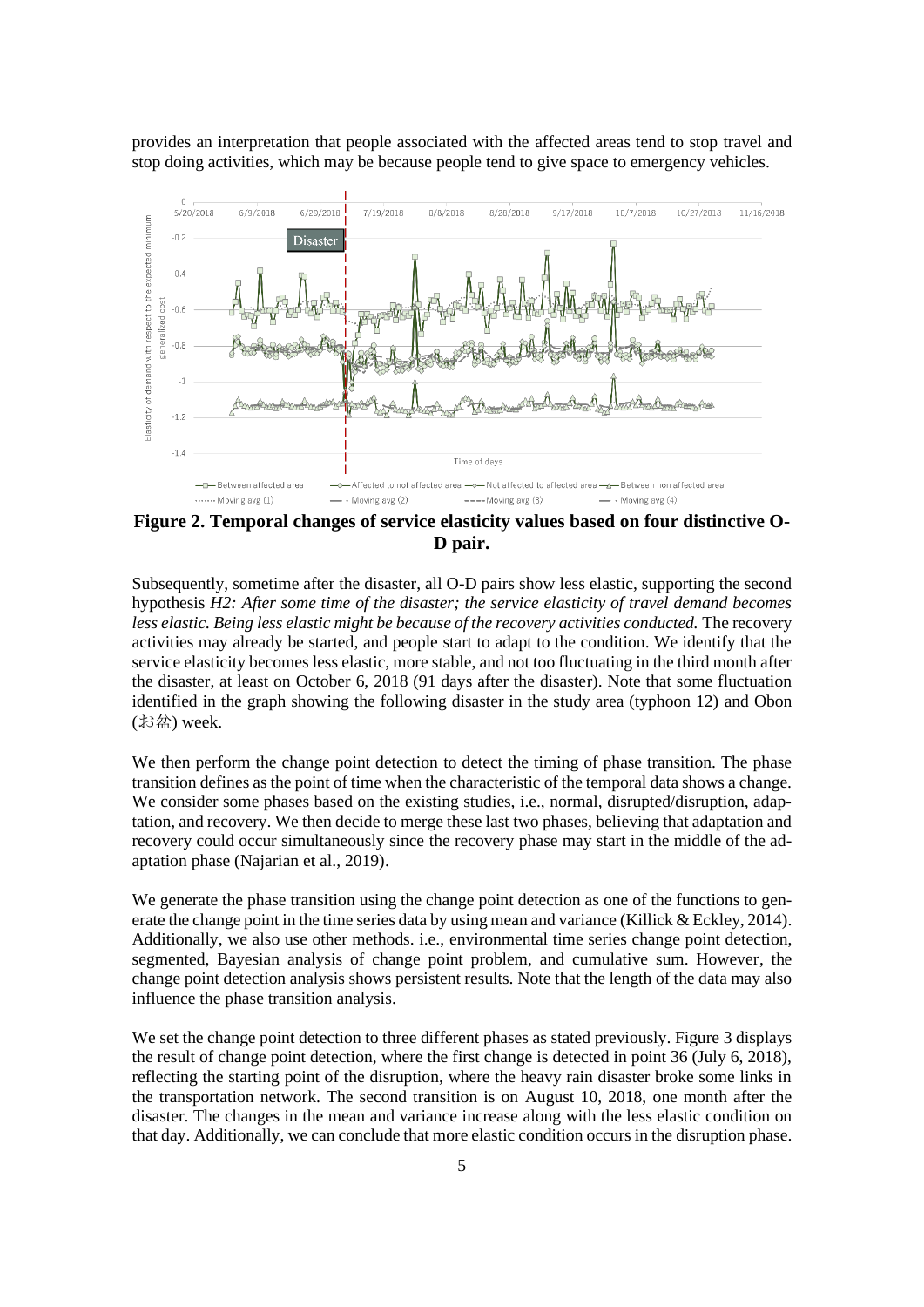provides an interpretation that people associated with the affected areas tend to stop travel and stop doing activities, which may be because people tend to give space to emergency vehicles.

**Figure 2. Temporal changes of service elasticity values based on four distinctive O-D pair.**

Subsequently, sometime after the disaster, all O-D pairs show less elastic, supporting the second hypothesis *H2: After some time of the disaster; the service elasticity of travel demand becomes less elastic. Being less elastic might be because of the recovery activities conducted.* The recovery activities may already be started, and people start to adapt to the condition. We identify that the service elasticity becomes less elastic, more stable, and not too fluctuating in the third month after the disaster, at least on October 6, 2018 (91 days after the disaster). Note that some fluctuation identified in the graph showing the following disaster in the study area (typhoon 12) and Obon (お盆) week.

We then perform the change point detection to detect the timing of phase transition. The phase transition defines as the point of time when the characteristic of the temporal data shows a change. We consider some phases based on the existing studies, i.e., normal, disrupted/disruption, adaptation, and recovery. We then decide to merge these last two phases, believing that adaptation and recovery could occur simultaneously since the recovery phase may start in the middle of the adaptation phase (Najarian et al., 2019).

We generate the phase transition using the change point detection as one of the functions to generate the change point in the time series data by using mean and variance (Killick & Eckley, 2014). Additionally, we also use other methods. i.e., environmental time series change point detection, segmented, Bayesian analysis of change point problem, and cumulative sum. However, the change point detection analysis shows persistent results. Note that the length of the data may also influence the phase transition analysis.

We set the change point detection to three different phases as stated previously. Figure 3 displays the result of change point detection, where the first change is detected in point 36 (July 6, 2018), reflecting the starting point of the disruption, where the heavy rain disaster broke some links in the transportation network. The second transition is on August 10, 2018, one month after the disaster. The changes in the mean and variance increase along with the less elastic condition on that day. Additionally, we can conclude that more elastic condition occurs in the disruption phase.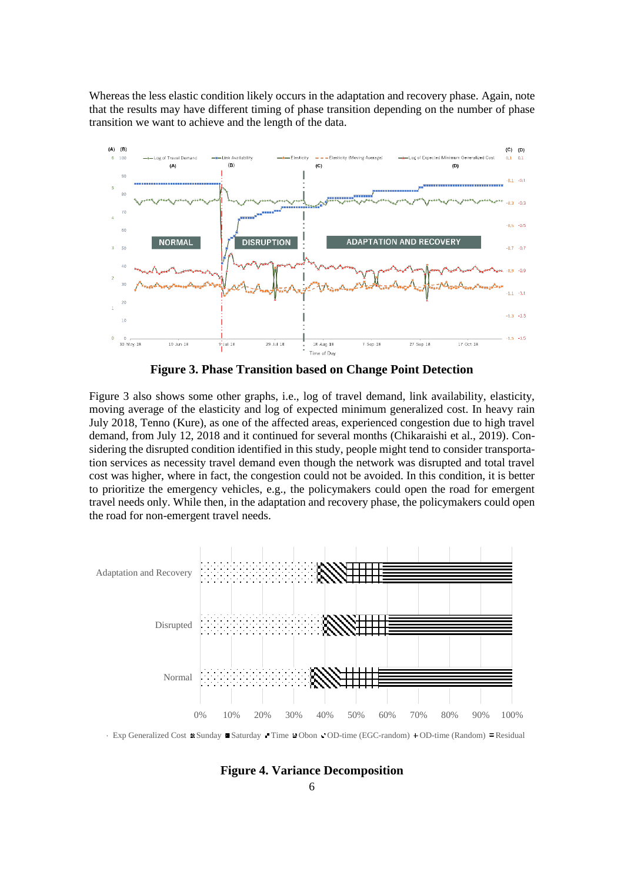Whereas the less elastic condition likely occurs in the adaptation and recovery phase. Again, note that the results may have different timing of phase transition depending on the number of phase transition we want to achieve and the length of the data.

**Figure 3. Phase Transition based on Change Point Detection**

Figure 3 also shows some other graphs, i.e., log of travel demand, link availability, elasticity, moving average of the elasticity and log of expected minimum generalized cost. In heavy rain July 2018, Tenno (Kure), as one of the affected areas, experienced congestion due to high travel demand, from July 12, 2018 and it continued for several months (Chikaraishi et al., 2019). Considering the disrupted condition identified in this study, people might tend to consider transportation services as necessity travel demand even though the network was disrupted and total travel cost was higher, where in fact, the congestion could not be avoided. In this condition, it is better to prioritize the emergency vehicles, e.g., the policymakers could open the road for emergent travel needs only. While then, in the adaptation and recovery phase, the policymakers could open the road for non-emergent travel needs.

**Figure 4. Variance Decomposition**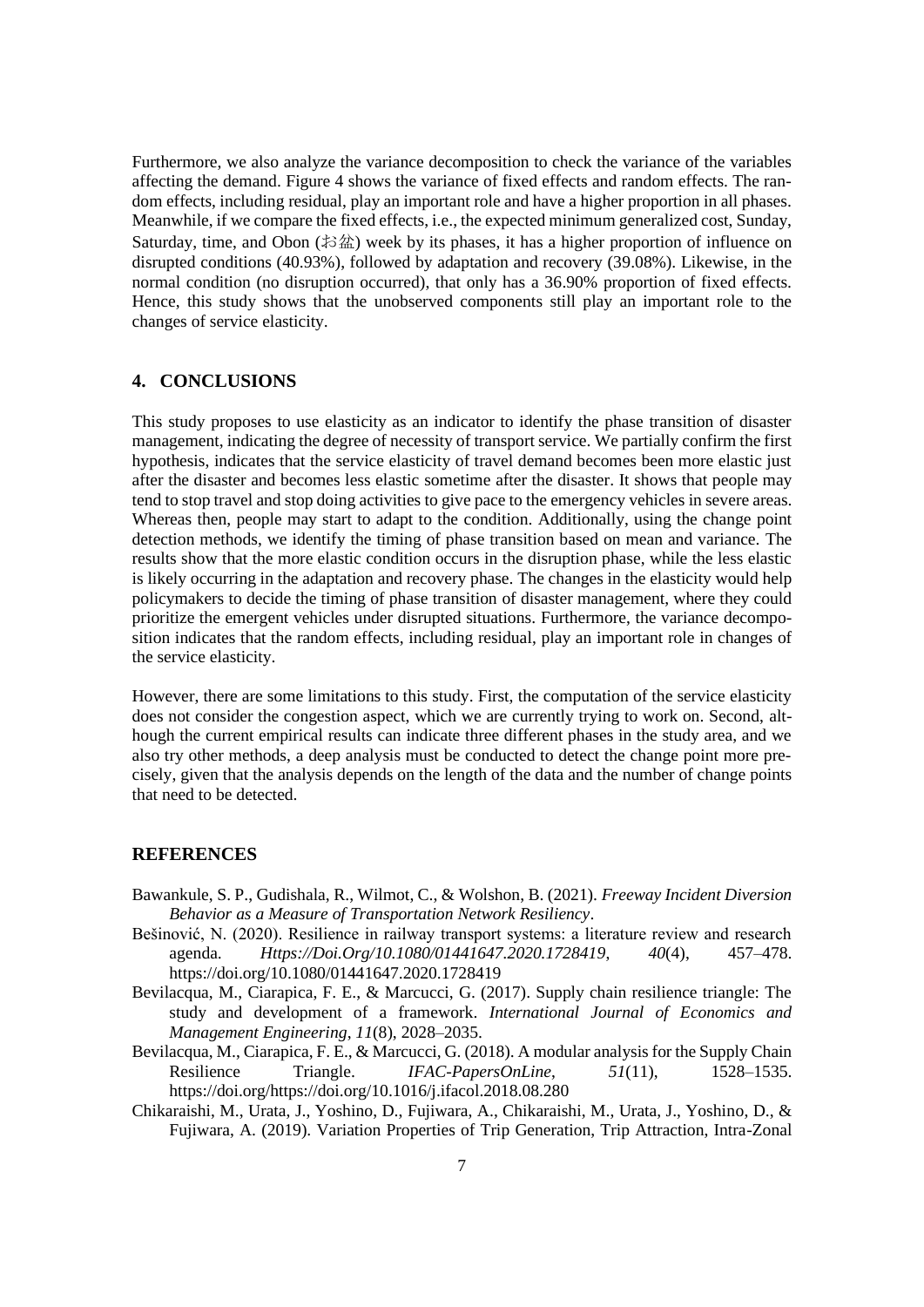Furthermore, we also analyze the variance decomposition to check the variance of the variables affecting the demand. Figure 4 shows the variance of fixed effects and random effects. The random effects, including residual, play an important role and have a higher proportion in all phases. Meanwhile, if we compare the fixed effects, i.e., the expected minimum generalized cost, Sunday, Saturday, time, and Obon (お盆) week by its phases, it has a higher proportion of influence on disrupted conditions (40.93%), followed by adaptation and recovery (39.08%). Likewise, in the normal condition (no disruption occurred), that only has a 36.90% proportion of fixed effects. Hence, this study shows that the unobserved components still play an important role to the changes of service elasticity.

## 4. CONCLUSIONS

This study proposes to use elasticity as an indicator to identify the phase transition of disaster management, indicating the degree of necessity of transport service. We partially confirm the first hypothesis, indicates that the service elasticity of travel demand becomes been more elastic just after the disaster and becomes less elastic sometime after the disaster. It shows that people may tend to stop travel and stop doing activities to give pace to the emergency vehicles in severe areas. Whereas then, people may start to adapt to the condition. Additionally, using the change point detection methods, we identify the timing of phase transition based on mean and variance. The results show that the more elastic condition occurs in the disruption phase, while the less elastic is likely occurring in the adaptation and recovery phase. The changes in the elasticity would help policymakers to decide the timing of phase transition of disaster management, where they could prioritize the emergent vehicles under disrupted situations. Furthermore, the variance decomposition indicates that the random effects, including residual, play an important role in changes of the service elasticity.

However, there are some limitations to this study. First, the computation of the service elasticity does not consider the congestion aspect, which we are currently trying to work on. Second, although the current empirical results can indicate three different phases in the study area, and we also try other methods, a deep analysis must be conducted to detect the change point more precisely, given that the analysis depends on the length of the data and the number of change points that need to be detected.

## REFERENCES

Bawankule, S. P., Gudishala, R., Wilmot, C., & Wolshon, B. (2021). *Freeway Incident Diversion Behavior as a Measure of Transportation Network Resiliency*.

Bešinović, N. (2020). Resilience in railway transport systems: a literature review and research agenda. *Https://Doi.Org/10.1080/01441647.2020.1728419*, *40*(4), 457–478. https://doi.org/10.1080/01441647.2020.1728419

Bevilacqua, M., Ciarapica, F. E., & Marcucci, G. (2017). Supply chain resilience triangle: The study and development of a framework. *International Journal of Economics and Management Engineering*, *11*(8), 2028–2035.

Bevilacqua, M., Ciarapica, F. E., & Marcucci, G. (2018). A modular analysis for the Supply Chain Resilience Triangle. *IFAC-PapersOnLine*, *51*(11), 1528–1535. https://doi.org/https://doi.org/10.1016/j.ifacol.2018.08.280

Chikaraishi, M., Urata, J., Yoshino, D., Fujiwara, A., Chikaraishi, M., Urata, J., Yoshino, D., & Fujiwara, A. (2019). Variation Properties of Trip Generation, Trip Attraction, Intra-Zonal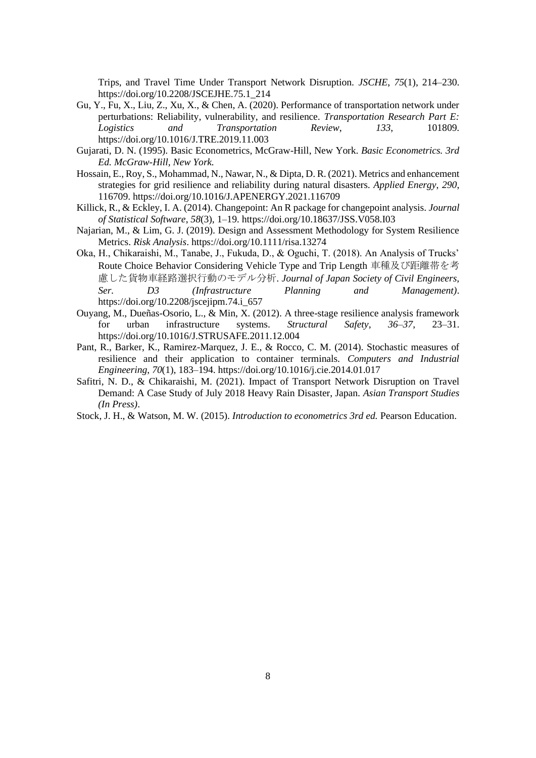Trips, and Travel Time Under Transport Network Disruption. *JSCHE*, *75*(1), 214–230. https://doi.org/10.2208/JSCEJHE.75.1_214

Gu, Y., Fu, X., Liu, Z., Xu, X., & Chen, A. (2020). Performance of transportation network under perturbations: Reliability, vulnerability, and resilience. *Transportation Research Part E: Logistics and Transportation Review*, *133*, 101809. https://doi.org/10.1016/J.TRE.2019.11.003

Gujarati, D. N. (1995). Basic Econometrics, McGraw-Hill, New York. *Basic Econometrics. 3rd Ed. McGraw-Hill, New York.*

Hossain, E., Roy, S., Mohammad, N., Nawar, N., & Dipta, D. R. (2021). Metrics and enhancement strategies for grid resilience and reliability during natural disasters. *Applied Energy*, *290*, 116709. https://doi.org/10.1016/J.APENERGY.2021.116709

Killick, R., & Eckley, I. A. (2014). Changepoint: An R package for changepoint analysis. *Journal of Statistical Software*, *58*(3), 1–19. https://doi.org/10.18637/JSS.V058.I03

Najarian, M., & Lim, G. J. (2019). Design and Assessment Methodology for System Resilience Metrics. *Risk Analysis*. https://doi.org/10.1111/risa.13274

Oka, H., Chikaraishi, M., Tanabe, J., Fukuda, D., & Oguchi, T. (2018). An Analysis of Trucks' Route Choice Behavior Considering Vehicle Type and Trip Length 車種及び距離帯を考慮した貨物車経路選択行動のモデル分析. *Journal of Japan Society of Civil Engineers, Ser. D3 (Infrastructure Planning and Management)*. https://doi.org/10.2208/jscejipm.74.i_657

Ouyang, M., Dueñas-Osorio, L., & Min, X. (2012). A three-stage resilience analysis framework for urban infrastructure systems. *Structural Safety*, *36–37*, 23–31. https://doi.org/10.1016/J.STRUSAFE.2011.12.004

Pant, R., Barker, K., Ramirez-Marquez, J. E., & Rocco, C. M. (2014). Stochastic measures of resilience and their application to container terminals. *Computers and Industrial Engineering*, *70*(1), 183–194. https://doi.org/10.1016/j.cie.2014.01.017

Safitri, N. D., & Chikaraishi, M. (2021). Impact of Transport Network Disruption on Travel Demand: A Case Study of July 2018 Heavy Rain Disaster, Japan. *Asian Transport Studies (In Press)*.

Stock, J. H., & Watson, M. W. (2015). *Introduction to econometrics 3rd ed.* Pearson Education.